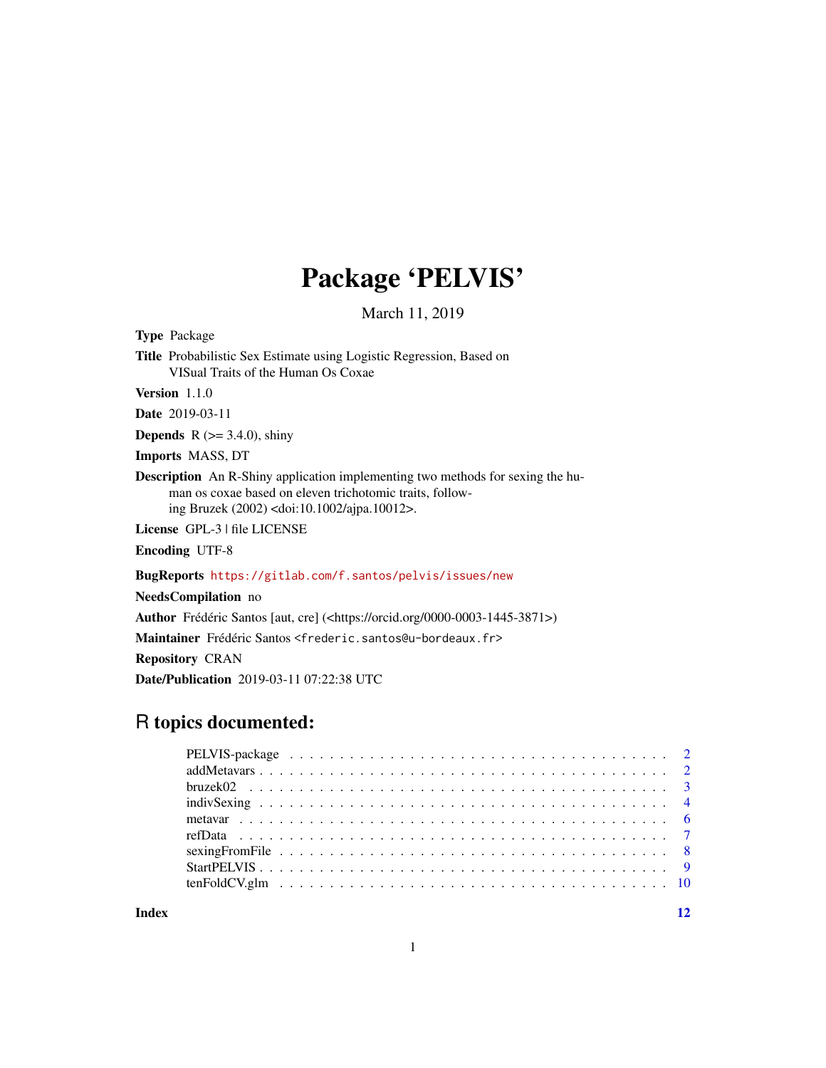# Package 'PELVIS'

March 11, 2019

**Type** Package

**Title** Probabilistic Sex Estimate using Logistic Regression, Based on VISual Traits of the Human Os Coxae

**Version** 1.1.0

**Date** 2019-03-11

**Depends** R (>= 3.4.0), shiny

**Imports** MASS, DT

**Description** An R-Shiny application implementing two methods for sexing the human os coxae based on eleven trichotomic traits, following Bruzek (2002) <doi:10.1002/ajpa.10012>.

**License** GPL-3 | file LICENSE

**Encoding** UTF-8

**BugReports** https://gitlab.com/f.santos/pelvis/issues/new

**NeedsCompilation** no

**Author** Frédéric Santos [aut, cre] (<https://orcid.org/0000-0003-1445-3871>)

**Maintainer** Frédéric Santos <frederic.santos@u-bordeaux.fr>

**Repository** CRAN

**Date/Publication** 2019-03-11 07:22:38 UTC

## R topics documented:

- PELVIS-package . . . . . . . . . . 2
- addMetavars . . . . . . . . . . 2
- bruzek02 . . . . . . . . . . 3
- indivSexing . . . . . . . . . . 4
- metavar . . . . . . . . . . 6
- refData . . . . . . . . . . 7
- sexingFromFile . . . . . . . . . . 8
- StartPELVIS . . . . . . . . . . 9
- tenFoldCV.glm . . . . . . . . . . 10

**Index** 12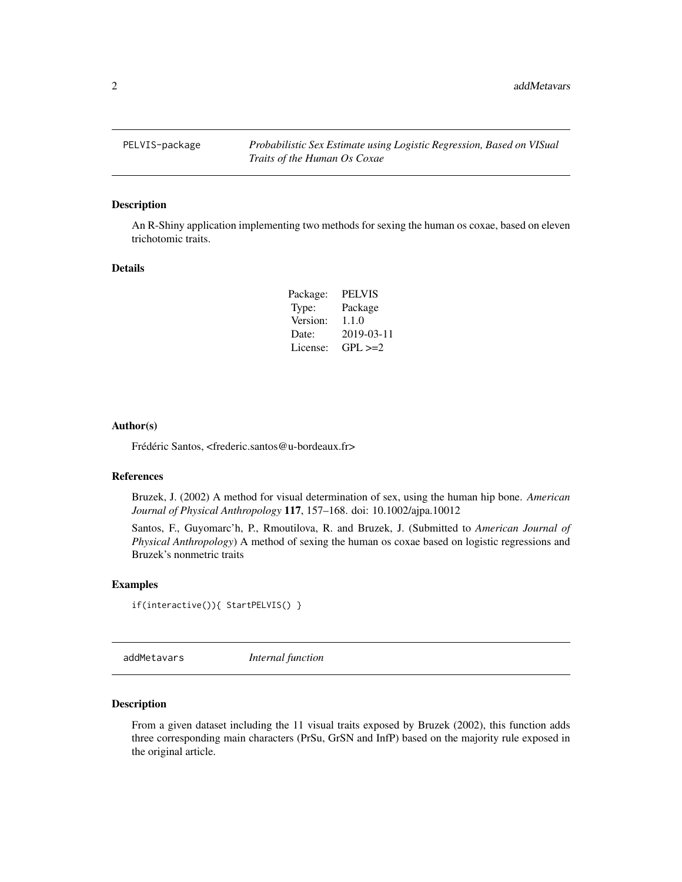## PELVIS-package — *Probabilistic Sex Estimate using Logistic Regression, Based on VISual Traits of the Human Os Coxae*

### Description

An R-Shiny application implementing two methods for sexing the human os coxae, based on eleven trichotomic traits.

### Details

| | |
|---|---|
| Package: | PELVIS |
| Type: | Package |
| Version: | 1.1.0 |
| Date: | 2019-03-11 |
| License: | GPL >=2 |

### Author(s)

Frédéric Santos, <frederic.santos@u-bordeaux.fr>

### References

Bruzek, J. (2002) A method for visual determination of sex, using the human hip bone. *American Journal of Physical Anthropology* **117**, 157–168. doi: 10.1002/ajpa.10012

Santos, F., Guyomarc'h, P., Rmoutilova, R. and Bruzek, J. (Submitted to *American Journal of Physical Anthropology*) A method of sexing the human os coxae based on logistic regressions and Bruzek's nonmetric traits

### Examples

```
if(interactive()){ StartPELVIS() }
```

## addMetavars — *Internal function*

### Description

From a given dataset including the 11 visual traits exposed by Bruzek (2002), this function adds three corresponding main characters (PrSu, GrSN and InfP) based on the majority rule exposed in the original article.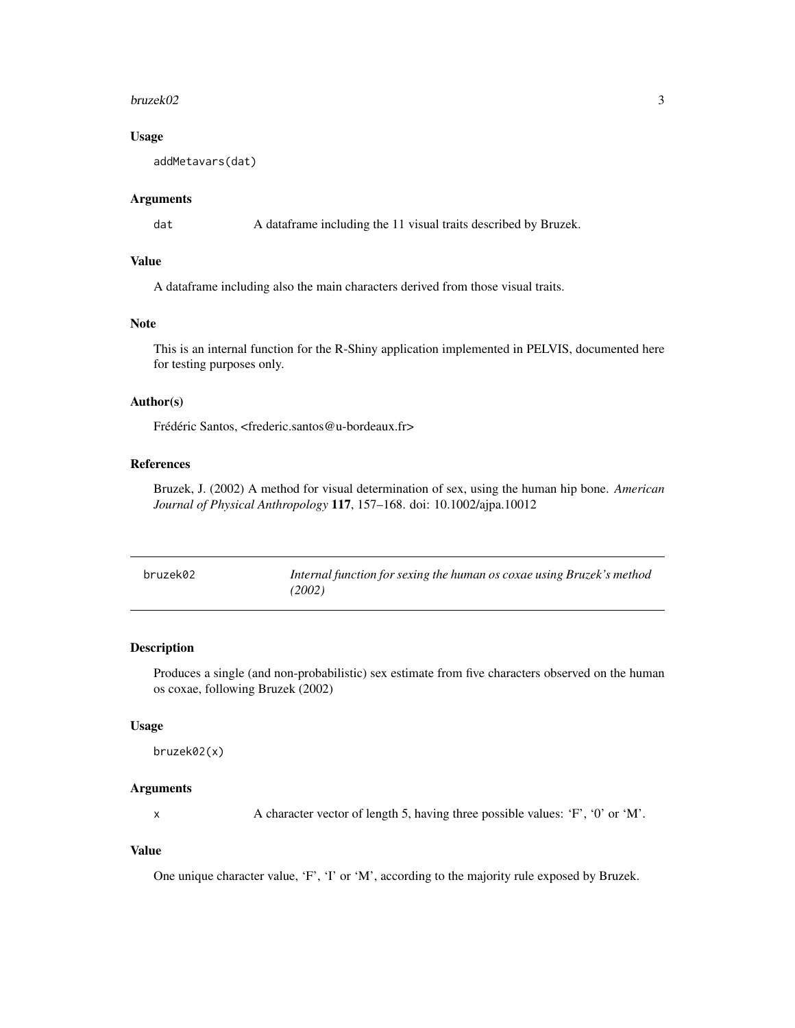### Usage

```
addMetavars(dat)
```

### Arguments

`dat` A dataframe including the 11 visual traits described by Bruzek.

### Value

A dataframe including also the main characters derived from those visual traits.

### Note

This is an internal function for the R-Shiny application implemented in PELVIS, documented here for testing purposes only.

### Author(s)

Frédéric Santos, <frederic.santos@u-bordeaux.fr>

### References

Bruzek, J. (2002) A method for visual determination of sex, using the human hip bone. *American Journal of Physical Anthropology* **117**, 157–168. doi: 10.1002/ajpa.10012

---

## bruzek02 — *Internal function for sexing the human os coxae using Bruzek's method (2002)*

---

### Description

Produces a single (and non-probabilistic) sex estimate from five characters observed on the human os coxae, following Bruzek (2002)

### Usage

```
bruzek02(x)
```

### Arguments

`x` A character vector of length 5, having three possible values: 'F', '0' or 'M'.

### Value

One unique character value, 'F', 'I' or 'M', according to the majority rule exposed by Bruzek.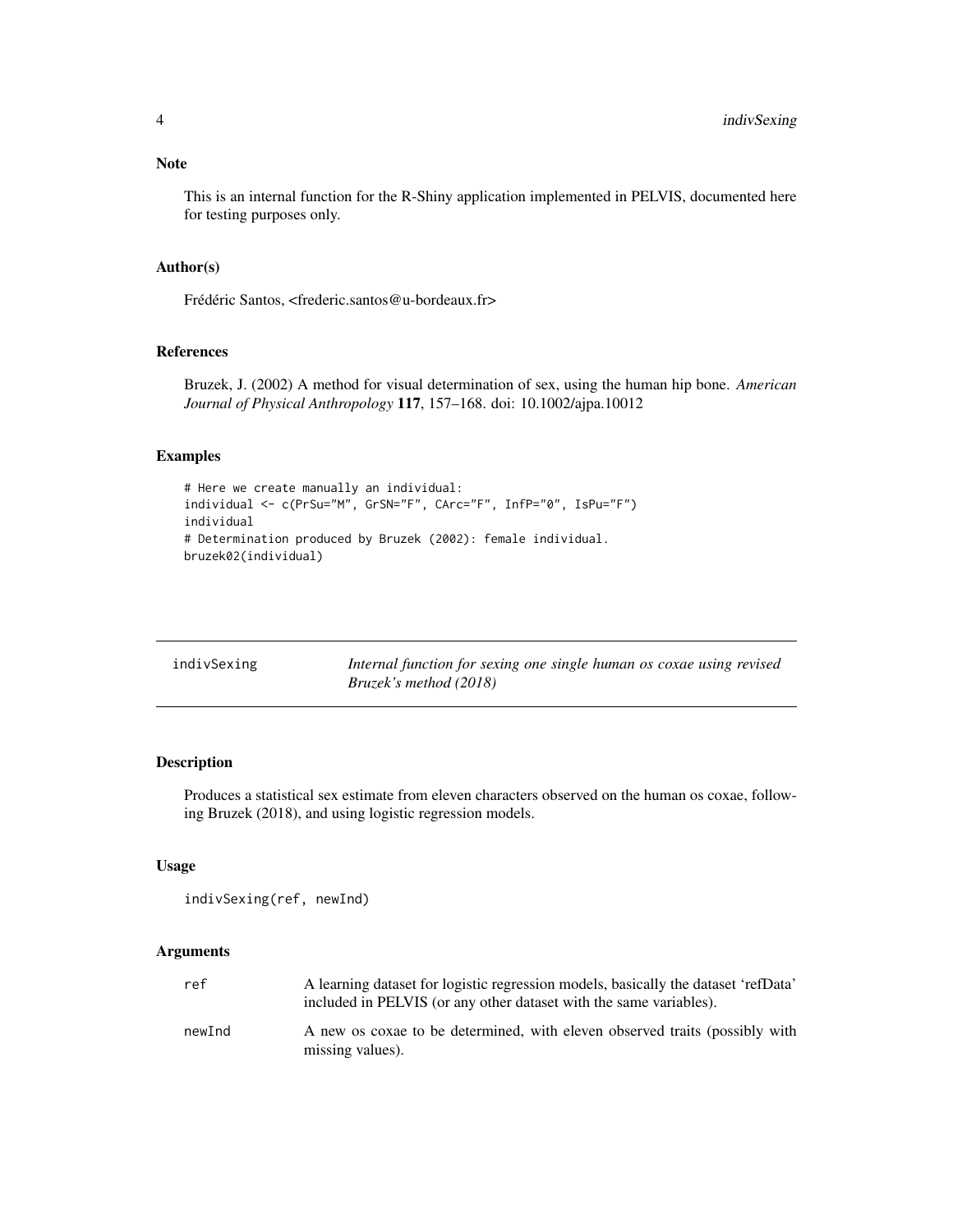### Note

This is an internal function for the R-Shiny application implemented in PELVIS, documented here for testing purposes only.

### Author(s)

Frédéric Santos, <frederic.santos@u-bordeaux.fr>

### References

Bruzek, J. (2002) A method for visual determination of sex, using the human hip bone. *American Journal of Physical Anthropology* **117**, 157–168. doi: 10.1002/ajpa.10012

### Examples

```
# Here we create manually an individual:
individual <- c(PrSu="M", GrSN="F", CArc="F", InfP="0", IsPu="F")
individual
# Determination produced by Bruzek (2002): female individual.
bruzek02(individual)
```

---

## indivSexing — *Internal function for sexing one single human os coxae using revised Bruzek's method (2018)*

---

### Description

Produces a statistical sex estimate from eleven characters observed on the human os coxae, following Bruzek (2018), and using logistic regression models.

### Usage

```
indivSexing(ref, newInd)
```

### Arguments

| | |
|---|---|
| `ref` | A learning dataset for logistic regression models, basically the dataset 'refData' included in PELVIS (or any other dataset with the same variables). |
| `newInd` | A new os coxae to be determined, with eleven observed traits (possibly with missing values). |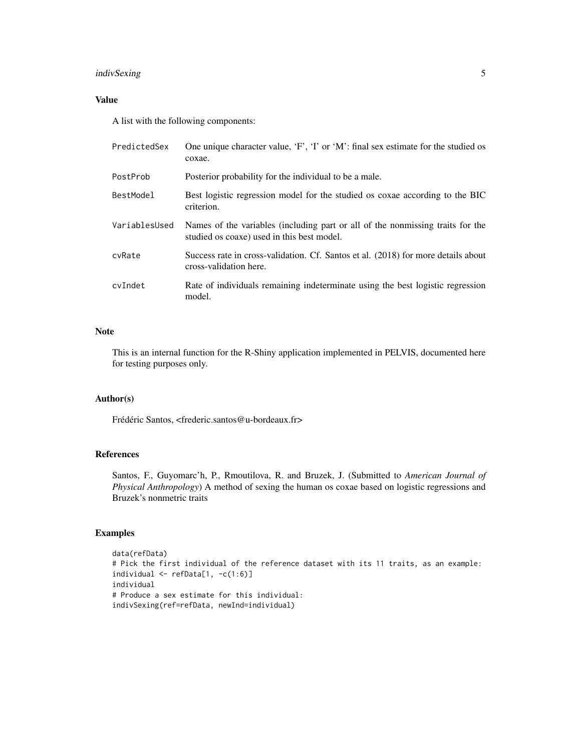## Value

A list with the following components:

| | |
|---|---|
| PredictedSex | One unique character value, 'F', 'I' or 'M': final sex estimate for the studied os coxae. |
| PostProb | Posterior probability for the individual to be a male. |
| BestModel | Best logistic regression model for the studied os coxae according to the BIC criterion. |
| VariablesUsed | Names of the variables (including part or all of the nonmissing traits for the studied os coaxe) used in this best model. |
| cvRate | Success rate in cross-validation. Cf. Santos et al. (2018) for more details about cross-validation here. |
| cvIndet | Rate of individuals remaining indeterminate using the best logistic regression model. |

## Note

This is an internal function for the R-Shiny application implemented in PELVIS, documented here for testing purposes only.

## Author(s)

Frédéric Santos, <frederic.santos@u-bordeaux.fr>

## References

Santos, F., Guyomarc'h, P., Rmoutilova, R. and Bruzek, J. (Submitted to *American Journal of Physical Anthropology*) A method of sexing the human os coxae based on logistic regressions and Bruzek's nonmetric traits

## Examples

```
data(refData)
# Pick the first individual of the reference dataset with its 11 traits, as an example:
individual <- refData[1, -c(1:6)]
individual
# Produce a sex estimate for this individual:
indivSexing(ref=refData, newInd=individual)
```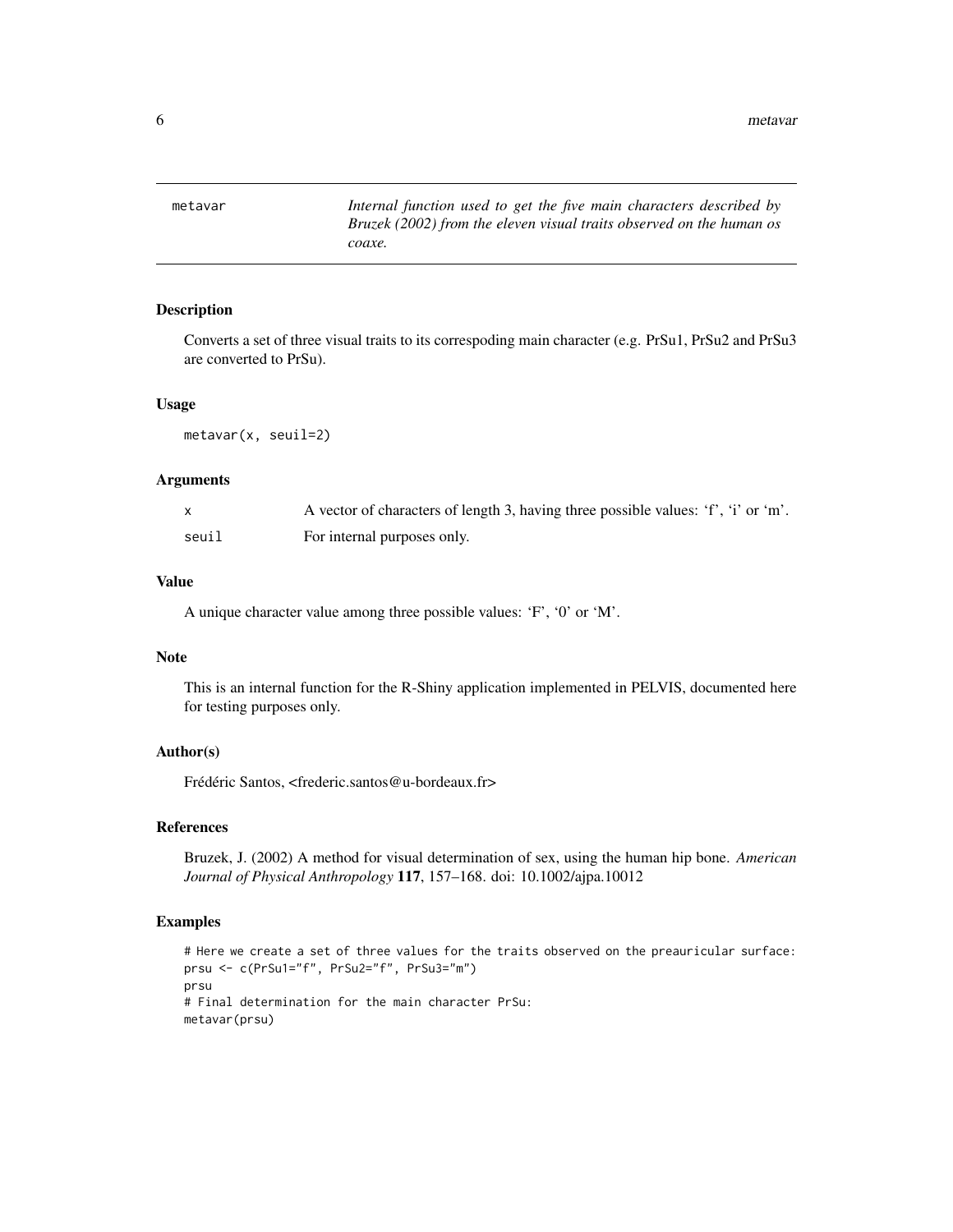# metavar

*Internal function used to get the five main characters described by Bruzek (2002) from the eleven visual traits observed on the human os coaxe.*

## Description

Converts a set of three visual traits to its correspoding main character (e.g. PrSu1, PrSu2 and PrSu3 are converted to PrSu).

## Usage

```
metavar(x, seuil=2)
```

## Arguments

| | |
|---|---|
| x | A vector of characters of length 3, having three possible values: 'f', 'i' or 'm'. |
| seuil | For internal purposes only. |

## Value

A unique character value among three possible values: 'F', '0' or 'M'.

## Note

This is an internal function for the R-Shiny application implemented in PELVIS, documented here for testing purposes only.

## Author(s)

Frédéric Santos, <frederic.santos@u-bordeaux.fr>

## References

Bruzek, J. (2002) A method for visual determination of sex, using the human hip bone. *American Journal of Physical Anthropology* **117**, 157–168. doi: 10.1002/ajpa.10012

## Examples

```
# Here we create a set of three values for the traits observed on the preauricular surface:
prsu <- c(PrSu1="f", PrSu2="f", PrSu3="m")
prsu
# Final determination for the main character PrSu:
metavar(prsu)
```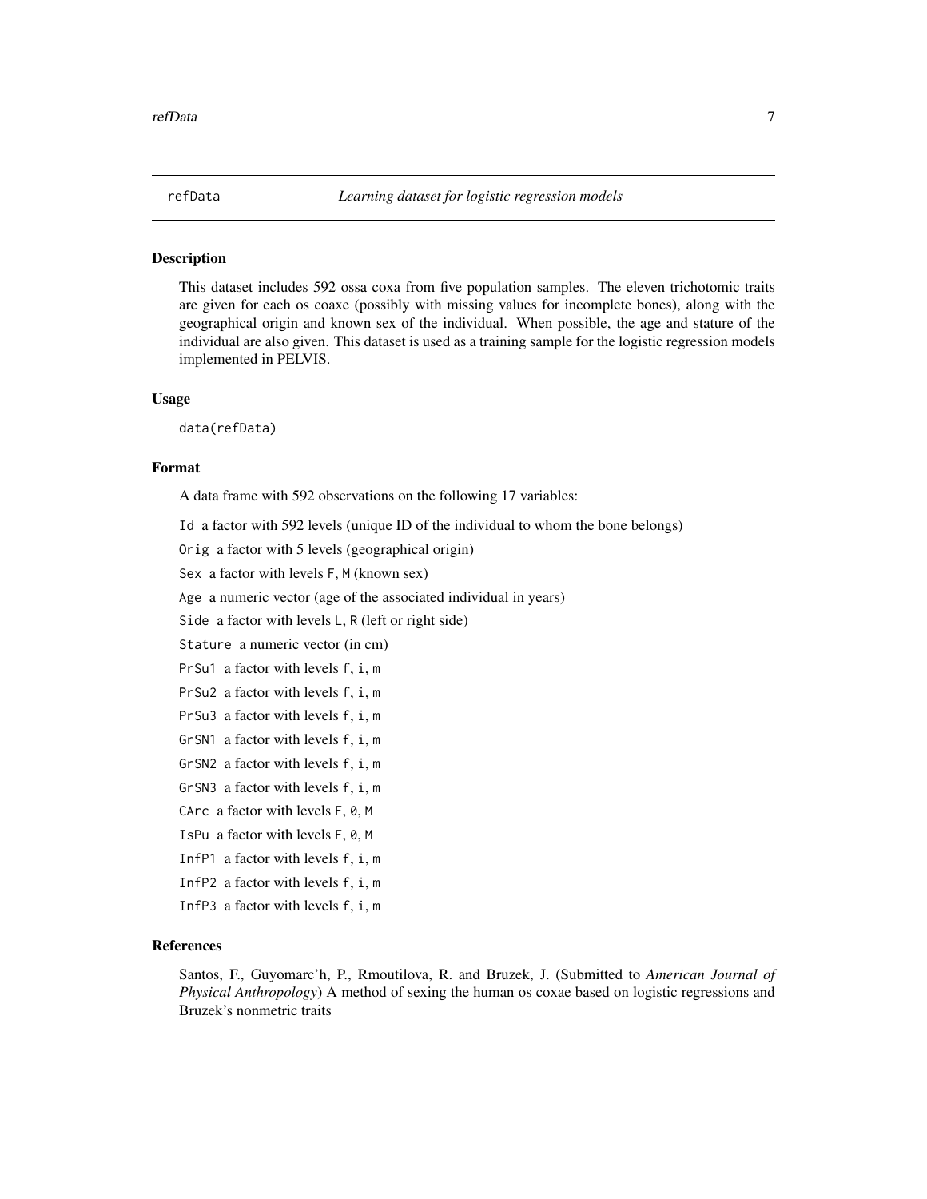## refData *Learning dataset for logistic regression models*

### Description

This dataset includes 592 ossa coxa from five population samples. The eleven trichotomic traits are given for each os coaxe (possibly with missing values for incomplete bones), along with the geographical origin and known sex of the individual. When possible, the age and stature of the individual are also given. This dataset is used as a training sample for the logistic regression models implemented in PELVIS.

### Usage

```
data(refData)
```

### Format

A data frame with 592 observations on the following 17 variables:

`Id` a factor with 592 levels (unique ID of the individual to whom the bone belongs)

`Orig` a factor with 5 levels (geographical origin)

`Sex` a factor with levels `F`, `M` (known sex)

`Age` a numeric vector (age of the associated individual in years)

`Side` a factor with levels `L`, `R` (left or right side)

`Stature` a numeric vector (in cm)

`PrSu1` a factor with levels `f`, `i`, `m`

`PrSu2` a factor with levels `f`, `i`, `m`

`PrSu3` a factor with levels `f`, `i`, `m`

`GrSN1` a factor with levels `f`, `i`, `m`

`GrSN2` a factor with levels `f`, `i`, `m`

`GrSN3` a factor with levels `f`, `i`, `m`

`CArc` a factor with levels `F`, `0`, `M`

`IsPu` a factor with levels `F`, `0`, `M`

`InfP1` a factor with levels `f`, `i`, `m`

`InfP2` a factor with levels `f`, `i`, `m`

`InfP3` a factor with levels `f`, `i`, `m`

### References

Santos, F., Guyomarc'h, P., Rmoutilova, R. and Bruzek, J. (Submitted to *American Journal of Physical Anthropology*) A method of sexing the human os coxae based on logistic regressions and Bruzek's nonmetric traits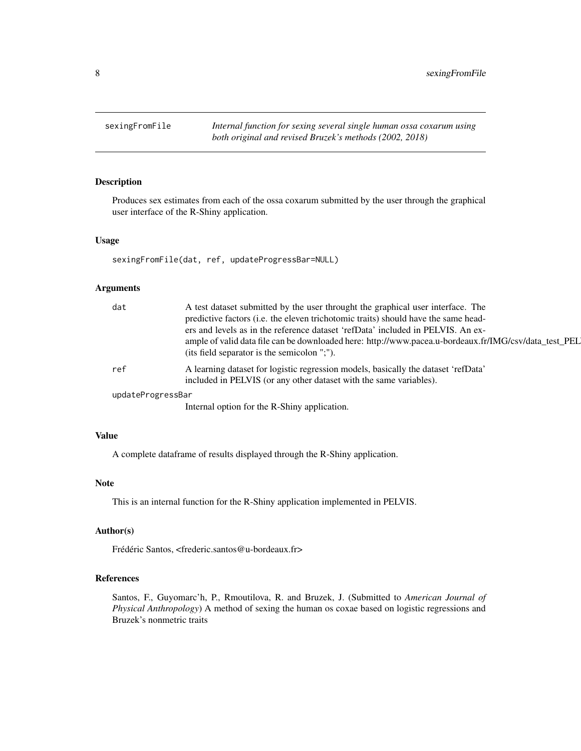# sexingFromFile

*Internal function for sexing several single human ossa coxarum using both original and revised Bruzek's methods (2002, 2018)*

## Description

Produces sex estimates from each of the ossa coxarum submitted by the user through the graphical user interface of the R-Shiny application.

## Usage

```
sexingFromFile(dat, ref, updateProgressBar=NULL)
```

## Arguments

| | |
|---|---|
| dat | A test dataset submitted by the user throught the graphical user interface. The predictive factors (i.e. the eleven trichotomic traits) should have the same headers and levels as in the reference dataset 'refData' included in PELVIS. An example of valid data file can be downloaded here: http://www.pacea.u-bordeaux.fr/IMG/csv/data_test_PEL (its field separator is the semicolon ";"). |
| ref | A learning dataset for logistic regression models, basically the dataset 'refData' included in PELVIS (or any other dataset with the same variables). |
| updateProgressBar | Internal option for the R-Shiny application. |

## Value

A complete dataframe of results displayed through the R-Shiny application.

## Note

This is an internal function for the R-Shiny application implemented in PELVIS.

## Author(s)

Frédéric Santos, <frederic.santos@u-bordeaux.fr>

## References

Santos, F., Guyomarc'h, P., Rmoutilova, R. and Bruzek, J. (Submitted to *American Journal of Physical Anthropology*) A method of sexing the human os coxae based on logistic regressions and Bruzek's nonmetric traits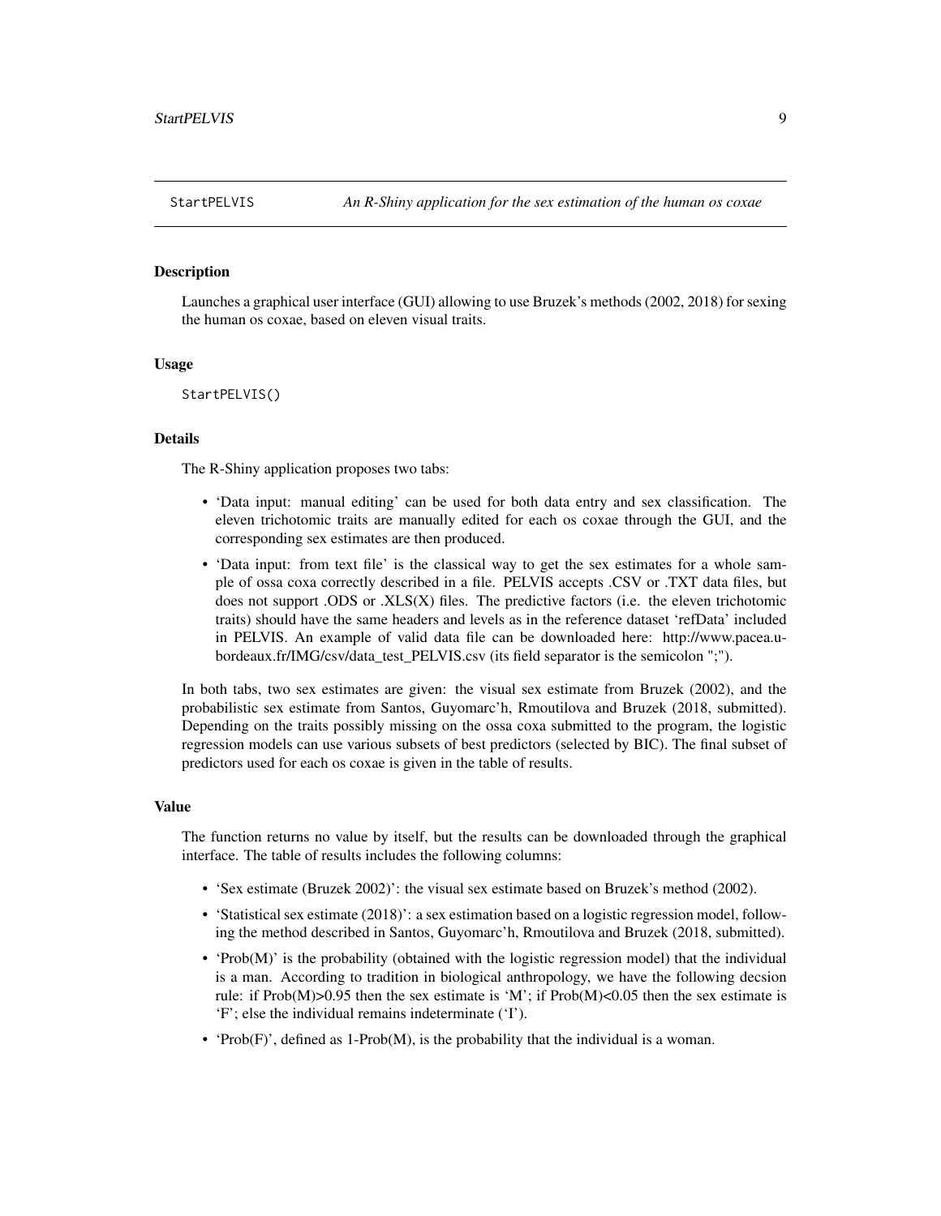## StartPELVIS — *An R-Shiny application for the sex estimation of the human os coxae*

### Description

Launches a graphical user interface (GUI) allowing to use Bruzek's methods (2002, 2018) for sexing the human os coxae, based on eleven visual traits.

### Usage

```
StartPELVIS()
```

### Details

The R-Shiny application proposes two tabs:

- 'Data input: manual editing' can be used for both data entry and sex classification. The eleven trichotomic traits are manually edited for each os coxae through the GUI, and the corresponding sex estimates are then produced.
- 'Data input: from text file' is the classical way to get the sex estimates for a whole sample of ossa coxa correctly described in a file. PELVIS accepts .CSV or .TXT data files, but does not support .ODS or .XLS(X) files. The predictive factors (i.e. the eleven trichotomic traits) should have the same headers and levels as in the reference dataset 'refData' included in PELVIS. An example of valid data file can be downloaded here: http://www.pacea.u-bordeaux.fr/IMG/csv/data_test_PELVIS.csv (its field separator is the semicolon ";").

In both tabs, two sex estimates are given: the visual sex estimate from Bruzek (2002), and the probabilistic sex estimate from Santos, Guyomarc'h, Rmoutilova and Bruzek (2018, submitted). Depending on the traits possibly missing on the ossa coxa submitted to the program, the logistic regression models can use various subsets of best predictors (selected by BIC). The final subset of predictors used for each os coxae is given in the table of results.

### Value

The function returns no value by itself, but the results can be downloaded through the graphical interface. The table of results includes the following columns:

- 'Sex estimate (Bruzek 2002)': the visual sex estimate based on Bruzek's method (2002).
- 'Statistical sex estimate (2018)': a sex estimation based on a logistic regression model, following the method described in Santos, Guyomarc'h, Rmoutilova and Bruzek (2018, submitted).
- 'Prob(M)' is the probability (obtained with the logistic regression model) that the individual is a man. According to tradition in biological anthropology, we have the following decsion rule: if Prob(M)>0.95 then the sex estimate is 'M'; if Prob(M)<0.05 then the sex estimate is 'F'; else the individual remains indeterminate ('I').
- 'Prob(F)', defined as 1-Prob(M), is the probability that the individual is a woman.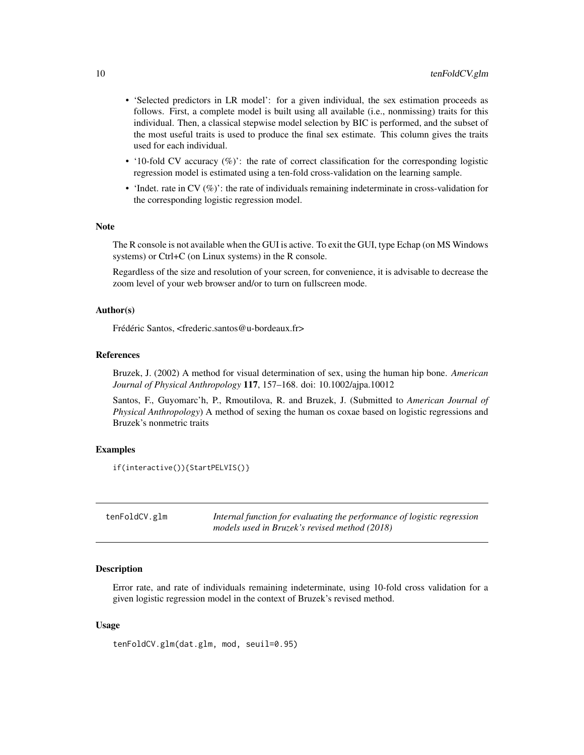- 'Selected predictors in LR model': for a given individual, the sex estimation proceeds as follows. First, a complete model is built using all available (i.e., nonmissing) traits for this individual. Then, a classical stepwise model selection by BIC is performed, and the subset of the most useful traits is used to produce the final sex estimate. This column gives the traits used for each individual.
- '10-fold CV accuracy (%)': the rate of correct classification for the corresponding logistic regression model is estimated using a ten-fold cross-validation on the learning sample.
- 'Indet. rate in CV (%)': the rate of individuals remaining indeterminate in cross-validation for the corresponding logistic regression model.

### Note

The R console is not available when the GUI is active. To exit the GUI, type Echap (on MS Windows systems) or Ctrl+C (on Linux systems) in the R console.

Regardless of the size and resolution of your screen, for convenience, it is advisable to decrease the zoom level of your web browser and/or to turn on fullscreen mode.

### Author(s)

Frédéric Santos, <frederic.santos@u-bordeaux.fr>

### References

Bruzek, J. (2002) A method for visual determination of sex, using the human hip bone. *American Journal of Physical Anthropology* **117**, 157–168. doi: 10.1002/ajpa.10012

Santos, F., Guyomarc'h, P., Rmoutilova, R. and Bruzek, J. (Submitted to *American Journal of Physical Anthropology*) A method of sexing the human os coxae based on logistic regressions and Bruzek's nonmetric traits

### Examples

```
if(interactive()){StartPELVIS()}
```

---

## tenFoldCV.glm — *Internal function for evaluating the performance of logistic regression models used in Bruzek's revised method (2018)*

---

### Description

Error rate, and rate of individuals remaining indeterminate, using 10-fold cross validation for a given logistic regression model in the context of Bruzek's revised method.

### Usage

```
tenFoldCV.glm(dat.glm, mod, seuil=0.95)
```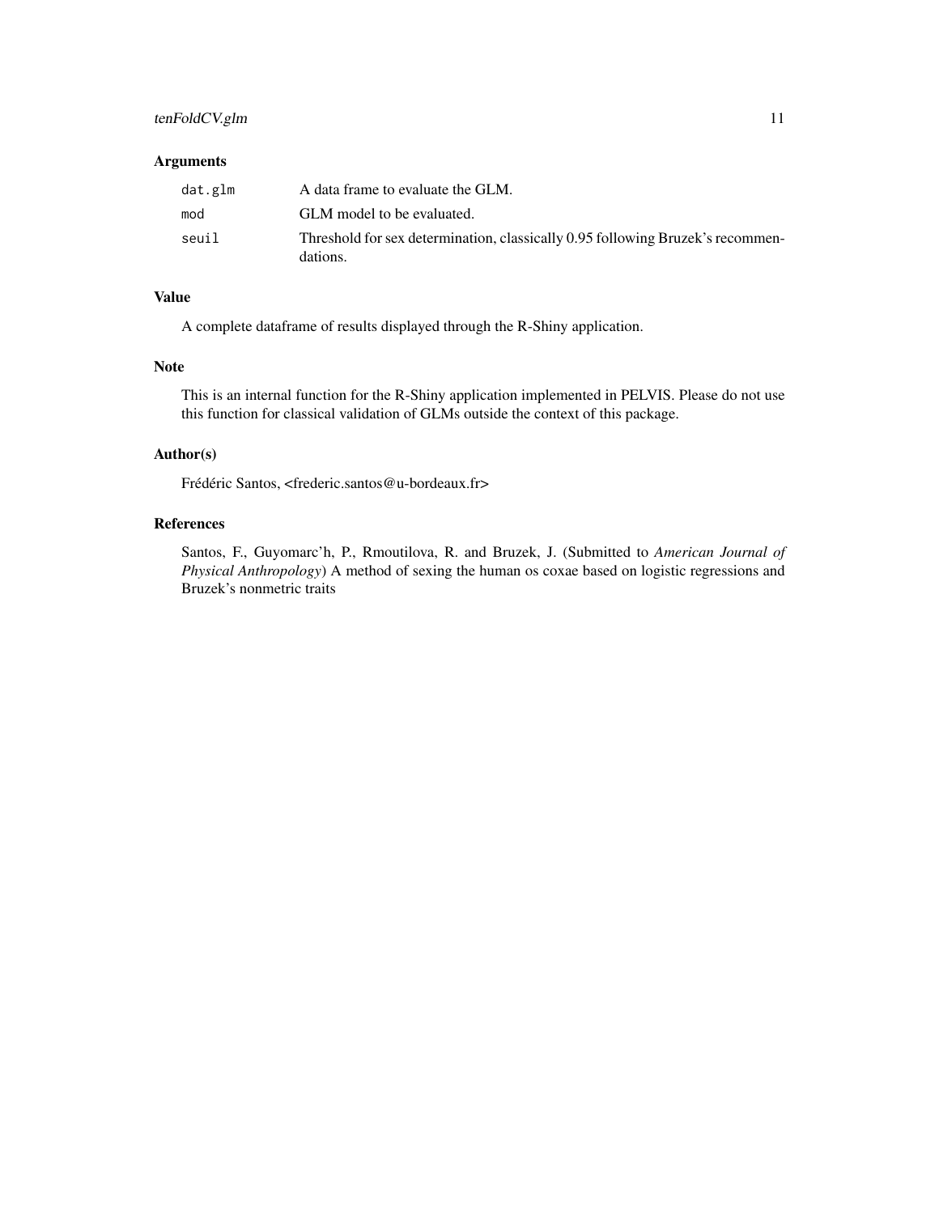### Arguments

| | |
|---|---|
| `dat.glm` | A data frame to evaluate the GLM. |
| `mod` | GLM model to be evaluated. |
| `seuil` | Threshold for sex determination, classically 0.95 following Bruzek's recommendations. |

### Value

A complete dataframe of results displayed through the R-Shiny application.

### Note

This is an internal function for the R-Shiny application implemented in PELVIS. Please do not use this function for classical validation of GLMs outside the context of this package.

### Author(s)

Frédéric Santos, <frederic.santos@u-bordeaux.fr>

### References

Santos, F., Guyomarc'h, P., Rmoutilova, R. and Bruzek, J. (Submitted to *American Journal of Physical Anthropology*) A method of sexing the human os coxae based on logistic regressions and Bruzek's nonmetric traits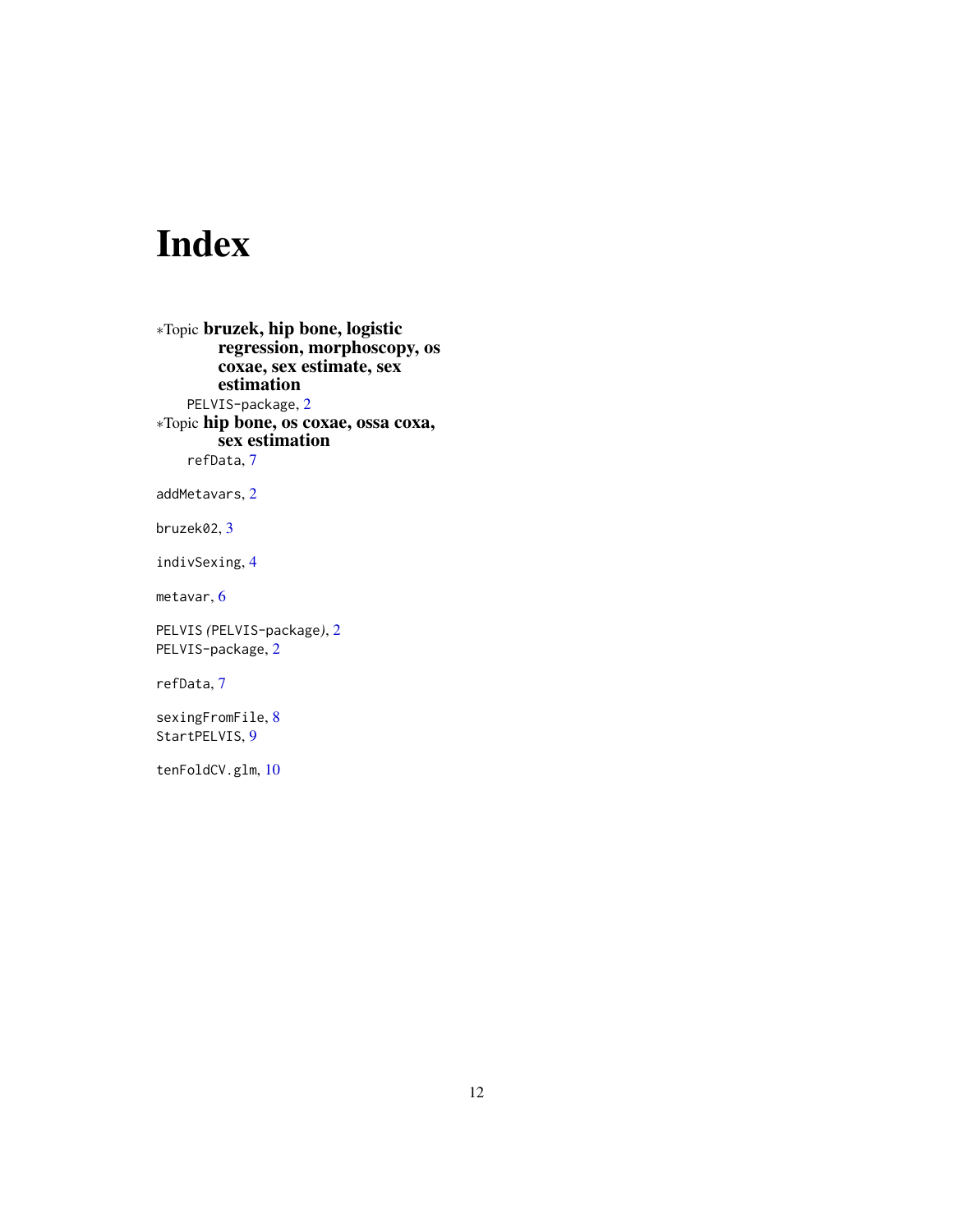# Index

*Topic **bruzek, hip bone, logistic regression, morphoscopy, os coxae, sex estimate, sex estimation**
  PELVIS-package, 2
*Topic **hip bone, os coxae, ossa coxa, sex estimation**
  refData, 7

addMetavars, 2

bruzek02, 3

indivSexing, 4

metavar, 6

PELVIS *(*PELVIS-package*)*, 2
PELVIS-package, 2

refData, 7

sexingFromFile, 8
StartPELVIS, 9

tenFoldCV.glm, 10